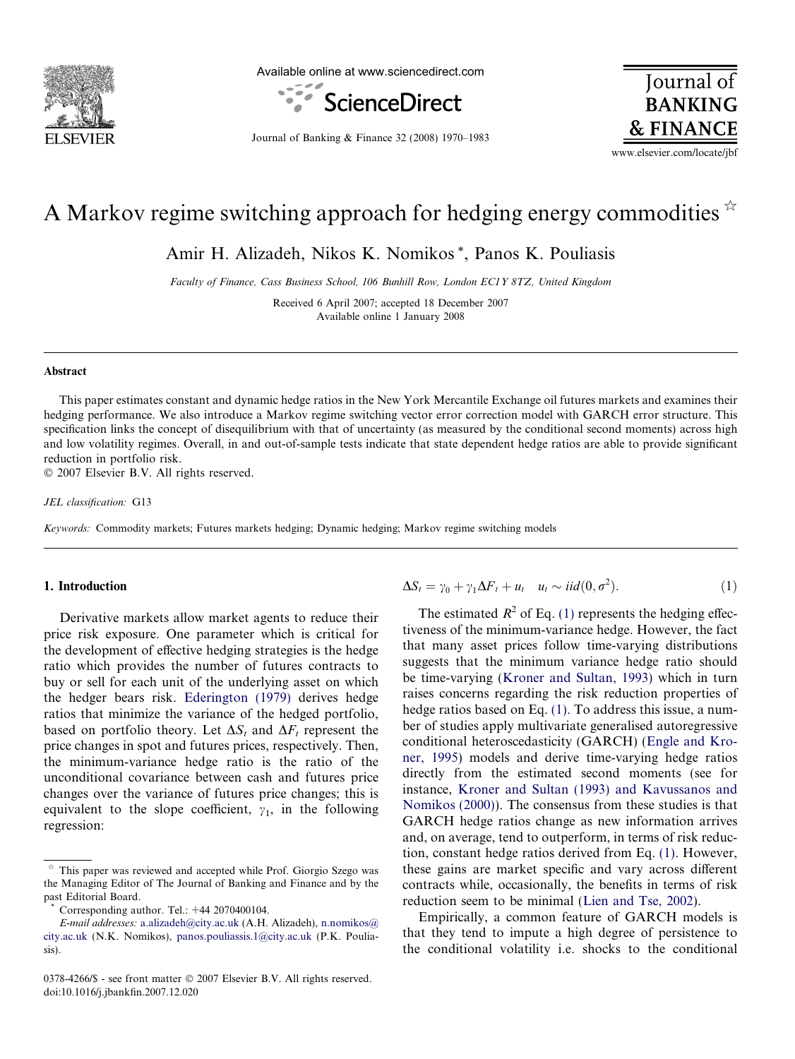# A Markov regime switching approach for hedging energy commodities ☆

Amir H. Alizadeh, Nikos K. Nomikos *, Panos K. Pouliasis

*Faculty of Finance, Cass Business School, 106 Bunhill Row, London EC1Y 8TZ, United Kingdom*

Received 6 April 2007; accepted 18 December 2007
Available online 1 January 2008

## Abstract

This paper estimates constant and dynamic hedge ratios in the New York Mercantile Exchange oil futures markets and examines their hedging performance. We also introduce a Markov regime switching vector error correction model with GARCH error structure. This specification links the concept of disequilibrium with that of uncertainty (as measured by the conditional second moments) across high and low volatility regimes. Overall, in and out-of-sample tests indicate that state dependent hedge ratios are able to provide significant reduction in portfolio risk.

© 2007 Elsevier B.V. All rights reserved.

*JEL classification:* G13

*Keywords:* Commodity markets; Futures markets hedging; Dynamic hedging; Markov regime switching models

## 1. Introduction

Derivative markets allow market agents to reduce their price risk exposure. One parameter which is critical for the development of effective hedging strategies is the hedge ratio which provides the number of futures contracts to buy or sell for each unit of the underlying asset on which the hedger bears risk. Ederington (1979) derives hedge ratios that minimize the variance of the hedged portfolio, based on portfolio theory. Let $\Delta S_t$ and $\Delta F_t$ represent the price changes in spot and futures prices, respectively. Then, the minimum-variance hedge ratio is the ratio of the unconditional covariance between cash and futures price changes over the variance of futures price changes; this is equivalent to the slope coefficient, $\gamma_1$, in the following regression:

$$\Delta S_t = \gamma_0 + \gamma_1 \Delta F_t + u_t \quad u_t \sim iid(0, \sigma^2). \tag{1}$$

The estimated $R^2$ of Eq. (1) represents the hedging effectiveness of the minimum-variance hedge. However, the fact that many asset prices follow time-varying distributions suggests that the minimum variance hedge ratio should be time-varying (Kroner and Sultan, 1993) which in turn raises concerns regarding the risk reduction properties of hedge ratios based on Eq. (1). To address this issue, a number of studies apply multivariate generalised autoregressive conditional heteroscedasticity (GARCH) (Engle and Kroner, 1995) models and derive time-varying hedge ratios directly from the estimated second moments (see for instance, Kroner and Sultan (1993) and Kavussanos and Nomikos (2000)). The consensus from these studies is that GARCH hedge ratios change as new information arrives and, on average, tend to outperform, in terms of risk reduction, constant hedge ratios derived from Eq. (1). However, these gains are market specific and vary across different contracts while, occasionally, the benefits in terms of risk reduction seem to be minimal (Lien and Tse, 2002).

Empirically, a common feature of GARCH models is that they tend to impute a high degree of persistence to the conditional volatility i.e. shocks to the conditional

---

☆ This paper was reviewed and accepted while Prof. Giorgio Szego was the Managing Editor of The Journal of Banking and Finance and by the past Editorial Board.

\* Corresponding author. Tel.: +44 2070400104.

*E-mail addresses:* a.alizadeh@city.ac.uk (A.H. Alizadeh), n.nomikos@city.ac.uk (N.K. Nomikos), panos.pouliassis.1@city.ac.uk (P.K. Pouliasis).

0378-4266/$ - see front matter © 2007 Elsevier B.V. All rights reserved.
doi:10.1016/j.jbankfin.2007.12.020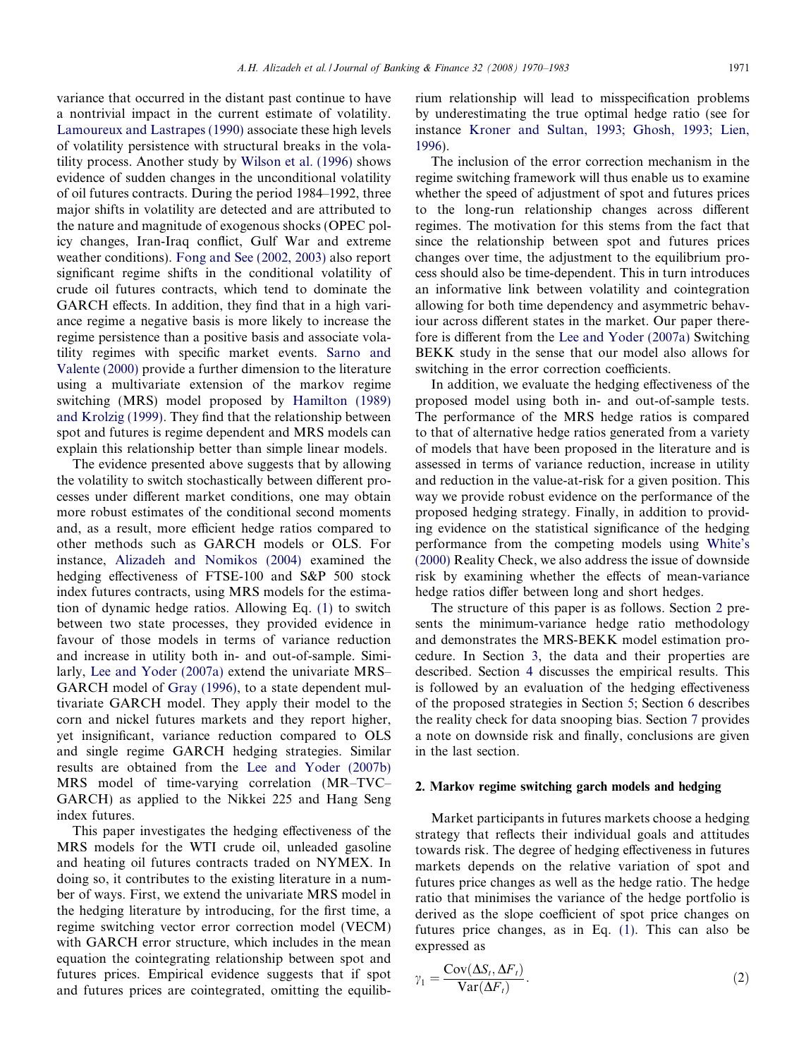variance that occurred in the distant past continue to have a nontrivial impact in the current estimate of volatility. Lamoureux and Lastrapes (1990) associate these high levels of volatility persistence with structural breaks in the volatility process. Another study by Wilson et al. (1996) shows evidence of sudden changes in the unconditional volatility of oil futures contracts. During the period 1984–1992, three major shifts in volatility are detected and are attributed to the nature and magnitude of exogenous shocks (OPEC policy changes, Iran-Iraq conflict, Gulf War and extreme weather conditions). Fong and See (2002, 2003) also report significant regime shifts in the conditional volatility of crude oil futures contracts, which tend to dominate the GARCH effects. In addition, they find that in a high variance regime a negative basis is more likely to increase the regime persistence than a positive basis and associate volatility regimes with specific market events. Sarno and Valente (2000) provide a further dimension to the literature using a multivariate extension of the markov regime switching (MRS) model proposed by Hamilton (1989) and Krolzig (1999). They find that the relationship between spot and futures is regime dependent and MRS models can explain this relationship better than simple linear models.

The evidence presented above suggests that by allowing the volatility to switch stochastically between different processes under different market conditions, one may obtain more robust estimates of the conditional second moments and, as a result, more efficient hedge ratios compared to other methods such as GARCH models or OLS. For instance, Alizadeh and Nomikos (2004) examined the hedging effectiveness of FTSE-100 and S&P 500 stock index futures contracts, using MRS models for the estimation of dynamic hedge ratios. Allowing Eq. (1) to switch between two state processes, they provided evidence in favour of those models in terms of variance reduction and increase in utility both in- and out-of-sample. Similarly, Lee and Yoder (2007a) extend the univariate MRS–GARCH model of Gray (1996), to a state dependent multivariate GARCH model. They apply their model to the corn and nickel futures markets and they report higher, yet insignificant, variance reduction compared to OLS and single regime GARCH hedging strategies. Similar results are obtained from the Lee and Yoder (2007b) MRS model of time-varying correlation (MR–TVC–GARCH) as applied to the Nikkei 225 and Hang Seng index futures.

This paper investigates the hedging effectiveness of the MRS models for the WTI crude oil, unleaded gasoline and heating oil futures contracts traded on NYMEX. In doing so, it contributes to the existing literature in a number of ways. First, we extend the univariate MRS model in the hedging literature by introducing, for the first time, a regime switching vector error correction model (VECM) with GARCH error structure, which includes in the mean equation the cointegrating relationship between spot and futures prices. Empirical evidence suggests that if spot and futures prices are cointegrated, omitting the equilibrium relationship will lead to misspecification problems by underestimating the true optimal hedge ratio (see for instance Kroner and Sultan, 1993; Ghosh, 1993; Lien, 1996).

The inclusion of the error correction mechanism in the regime switching framework will thus enable us to examine whether the speed of adjustment of spot and futures prices to the long-run relationship changes across different regimes. The motivation for this stems from the fact that since the relationship between spot and futures prices changes over time, the adjustment to the equilibrium process should also be time-dependent. This in turn introduces an informative link between volatility and cointegration allowing for both time dependency and asymmetric behaviour across different states in the market. Our paper therefore is different from the Lee and Yoder (2007a) Switching BEKK study in the sense that our model also allows for switching in the error correction coefficients.

In addition, we evaluate the hedging effectiveness of the proposed model using both in- and out-of-sample tests. The performance of the MRS hedge ratios is compared to that of alternative hedge ratios generated from a variety of models that have been proposed in the literature and is assessed in terms of variance reduction, increase in utility and reduction in the value-at-risk for a given position. This way we provide robust evidence on the performance of the proposed hedging strategy. Finally, in addition to providing evidence on the statistical significance of the hedging performance from the competing models using White's (2000) Reality Check, we also address the issue of downside risk by examining whether the effects of mean-variance hedge ratios differ between long and short hedges.

The structure of this paper is as follows. Section 2 presents the minimum-variance hedge ratio methodology and demonstrates the MRS-BEKK model estimation procedure. In Section 3, the data and their properties are described. Section 4 discusses the empirical results. This is followed by an evaluation of the hedging effectiveness of the proposed strategies in Section 5; Section 6 describes the reality check for data snooping bias. Section 7 provides a note on downside risk and finally, conclusions are given in the last section.

## 2. Markov regime switching garch models and hedging

Market participants in futures markets choose a hedging strategy that reflects their individual goals and attitudes towards risk. The degree of hedging effectiveness in futures markets depends on the relative variation of spot and futures price changes as well as the hedge ratio. The hedge ratio that minimises the variance of the hedge portfolio is derived as the slope coefficient of spot price changes on futures price changes, as in Eq. (1). This can also be expressed as

$$\gamma_1 = \frac{\mathrm{Cov}(\Delta S_t, \Delta F_t)}{\mathrm{Var}(\Delta F_t)}. \tag{2}$$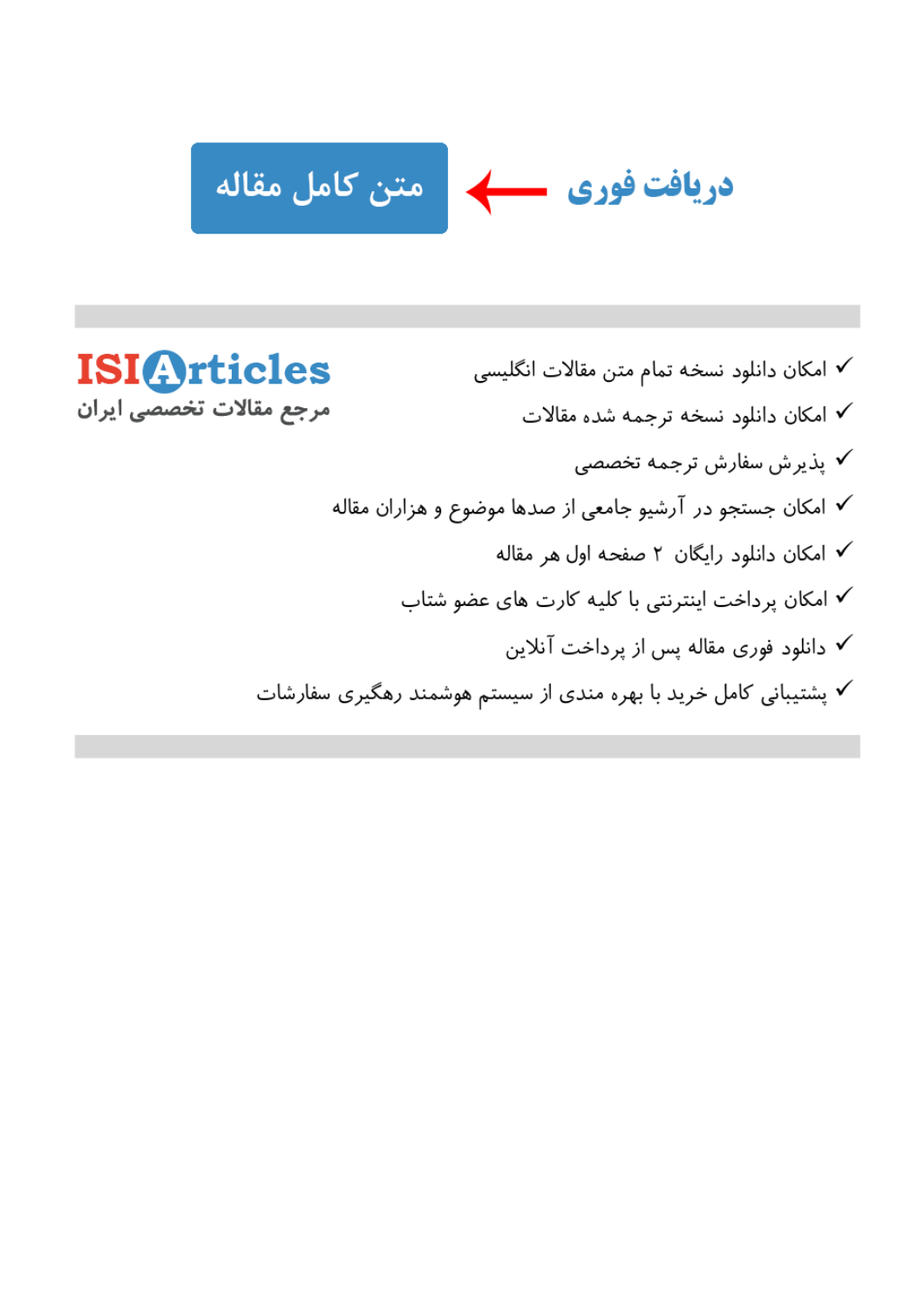دریافت فوری ← متن کامل مقاله

**ISIArticles**
مرجع مقالات تخصصی ایران

- ✓ امکان دانلود نسخه تمام متن مقالات انگلیسی
- ✓ امکان دانلود نسخه ترجمه شده مقالات
- ✓ پذیرش سفارش ترجمه تخصصی
- ✓ امکان جستجو در آرشیو جامعی از صدها موضوع و هزاران مقاله
- ✓ امکان دانلود رایگان ۲ صفحه اول هر مقاله
- ✓ امکان پرداخت اینترنتی با کلیه کارت های عضو شتاب
- ✓ دانلود فوری مقاله پس از پرداخت آنلاین
- ✓ پشتیبانی کامل خرید با بهره مندی از سیستم هوشمند رهگیری سفارشات